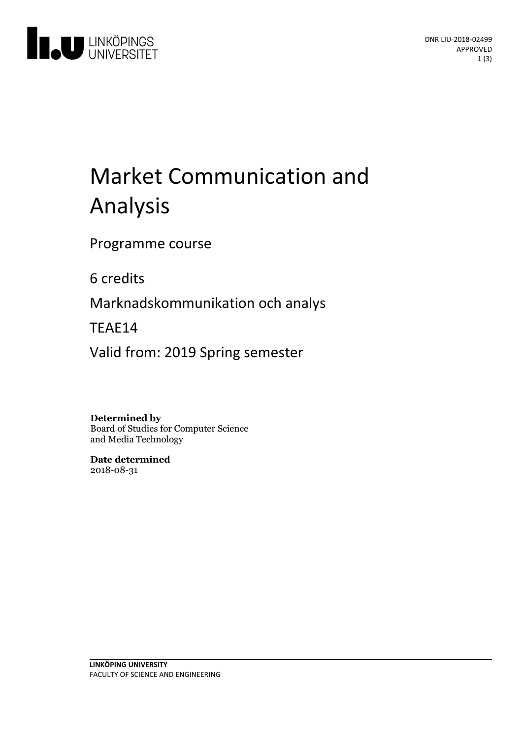DNR LIU-2018-02499
APPROVED

# Market Communication and Analysis

Programme course

6 credits

Marknadskommunikation och analys

TEAE14

Valid from: 2019 Spring semester

**Determined by**
Board of Studies for Computer Science and Media Technology

**Date determined**
2018-08-31

**LINKÖPING UNIVERSITY**
FACULTY OF SCIENCE AND ENGINEERING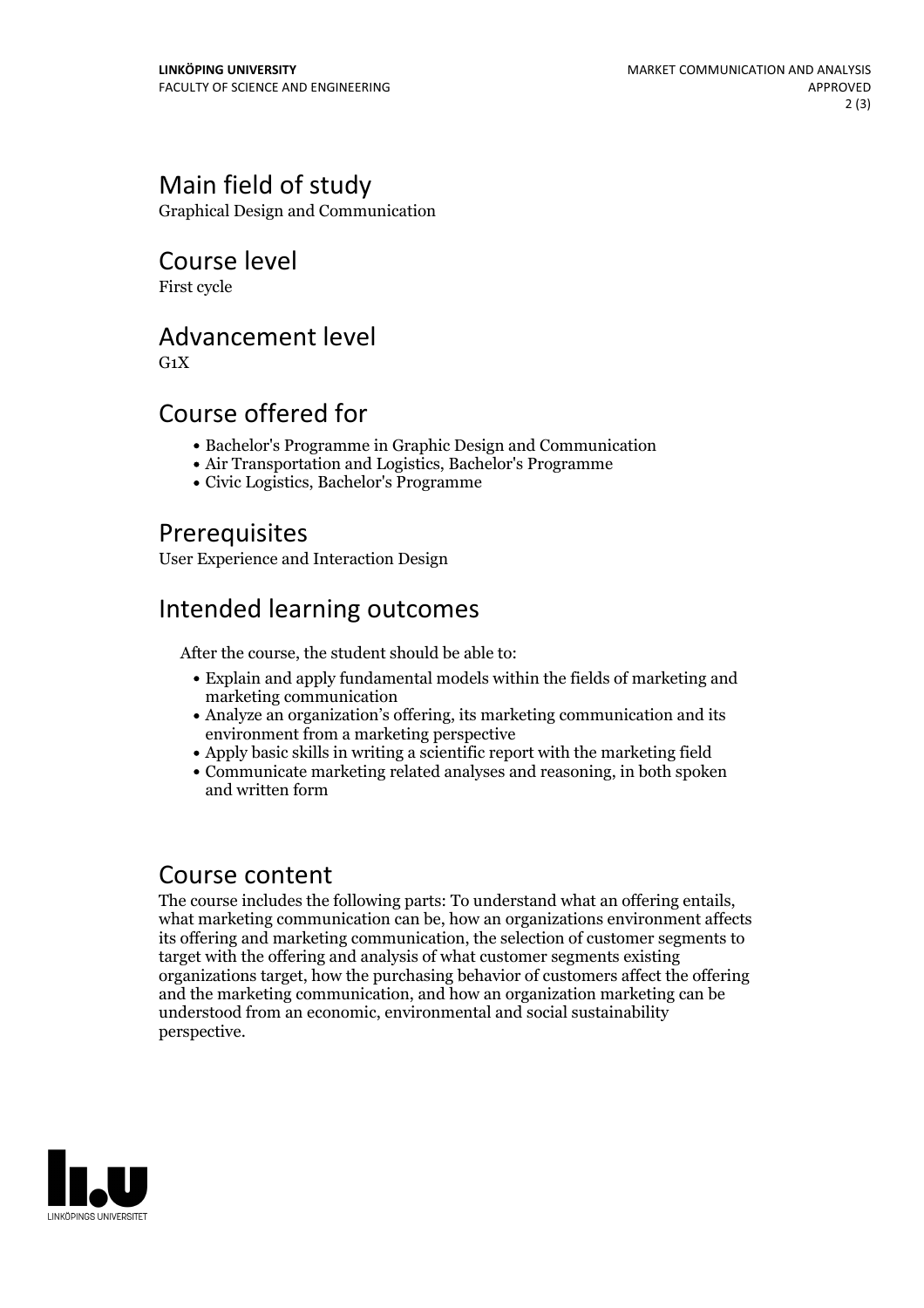## Main field of study

Graphical Design and Communication

## Course level

First cycle

## Advancement level

G1X

## Course offered for

- Bachelor's Programme in Graphic Design and Communication
- Air Transportation and Logistics, Bachelor's Programme
- Civic Logistics, Bachelor's Programme

## Prerequisites

User Experience and Interaction Design

## Intended learning outcomes

After the course, the student should be able to:

- Explain and apply fundamental models within the fields of marketing and marketing communication
- Analyze an organization's offering, its marketing communication and its environment from a marketing perspective
- Apply basic skills in writing a scientific report with the marketing field
- Communicate marketing related analyses and reasoning, in both spoken and written form

## Course content

The course includes the following parts: To understand what an offering entails, what marketing communication can be, how an organizations environment affects its offering and marketing communication, the selection of customer segments to target with the offering and analysis of what customer segments existing organizations target, how the purchasing behavior of customers affect the offering and the marketing communication, and how an organization marketing can be understood from an economic, environmental and social sustainability perspective.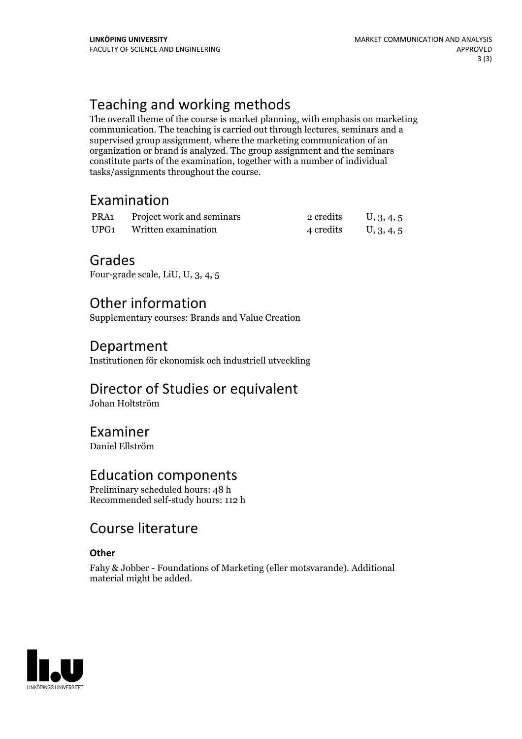## Teaching and working methods

The overall theme of the course is market planning, with emphasis on marketing communication. The teaching is carried out through lectures, seminars and a supervised group assignment, where the marketing communication of an organization or brand is analyzed. The group assignment and the seminars constitute parts of the examination, together with a number of individual tasks/assignments throughout the course.

## Examination

| | | | |
|---|---|---|---|
| PRA1 | Project work and seminars | 2 credits | U, 3, 4, 5 |
| UPG1 | Written examination | 4 credits | U, 3, 4, 5 |

## Grades

Four-grade scale, LiU, U, 3, 4, 5

## Other information

Supplementary courses: Brands and Value Creation

## Department

Institutionen för ekonomisk och industriell utveckling

## Director of Studies or equivalent

Johan Holtström

## Examiner

Daniel Ellström

## Education components

Preliminary scheduled hours: 48 h
Recommended self-study hours: 112 h

## Course literature

### Other

Fahy & Jobber - Foundations of Marketing (eller motsvarande). Additional material might be added.